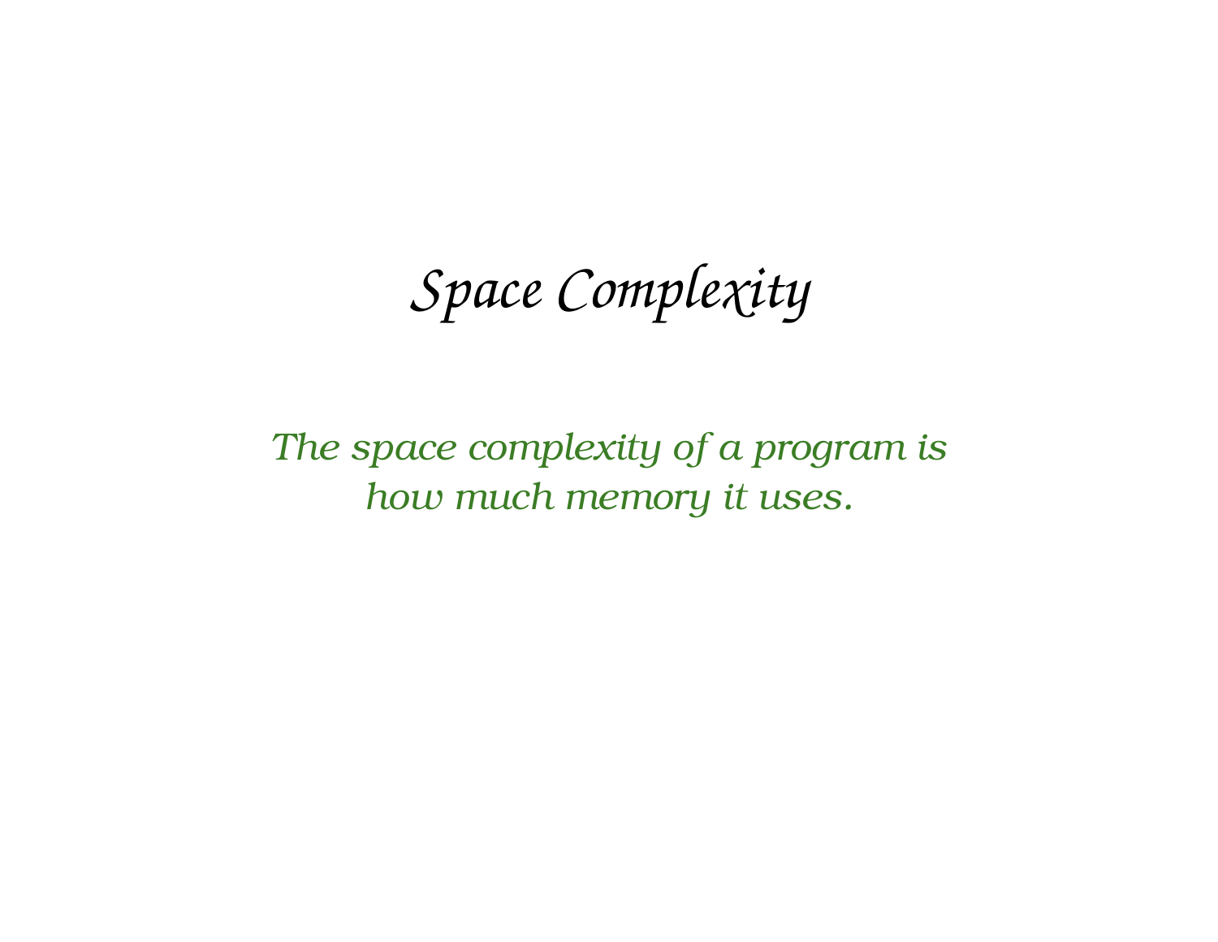# Space Complexity

*The space complexity of a program is how much memory it uses.*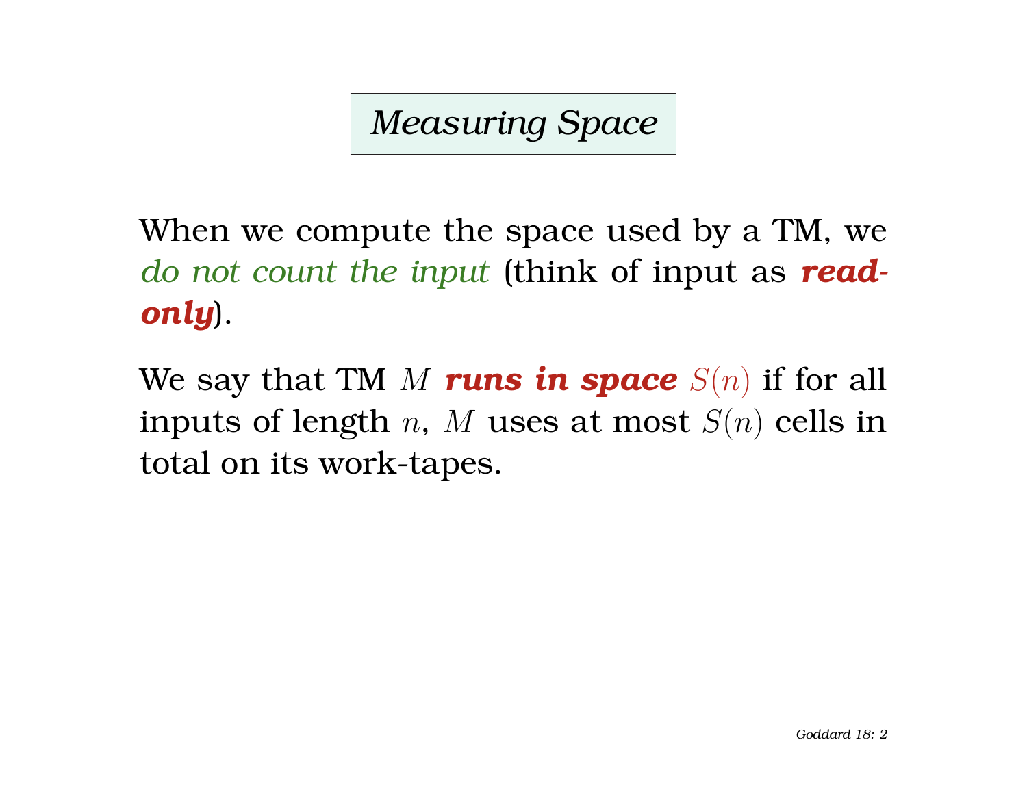# *Measuring Space*

When we compute the space used by a TM, we *do not count the input* (think of input as ***read-only***).

We say that TM $M$ ***runs in space*** $S(n)$ if for all inputs of length $n$, $M$ uses at most $S(n)$ cells in total on its work-tapes.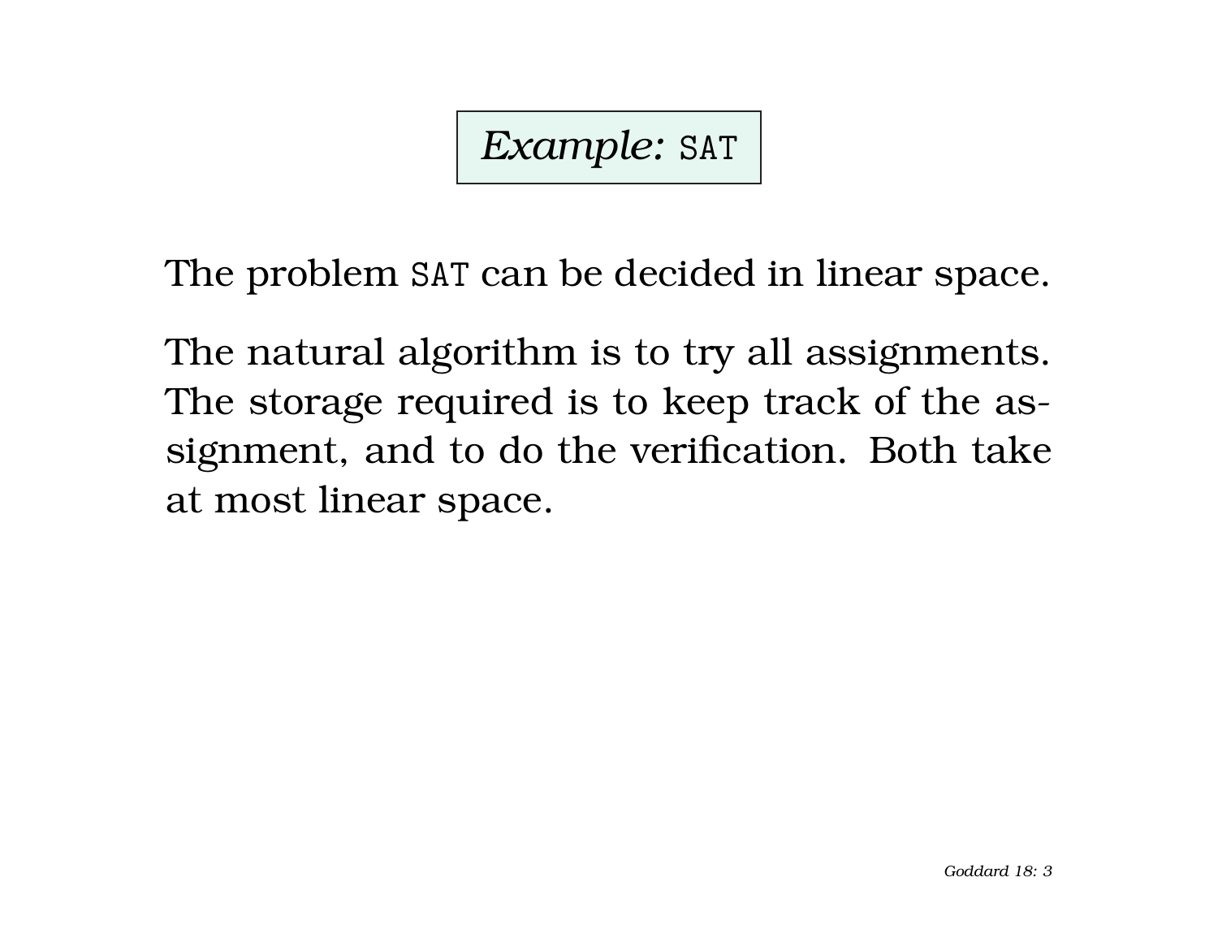## *Example:* `SAT`

The problem `SAT` can be decided in linear space.

The natural algorithm is to try all assignments. The storage required is to keep track of the assignment, and to do the verification. Both take at most linear space.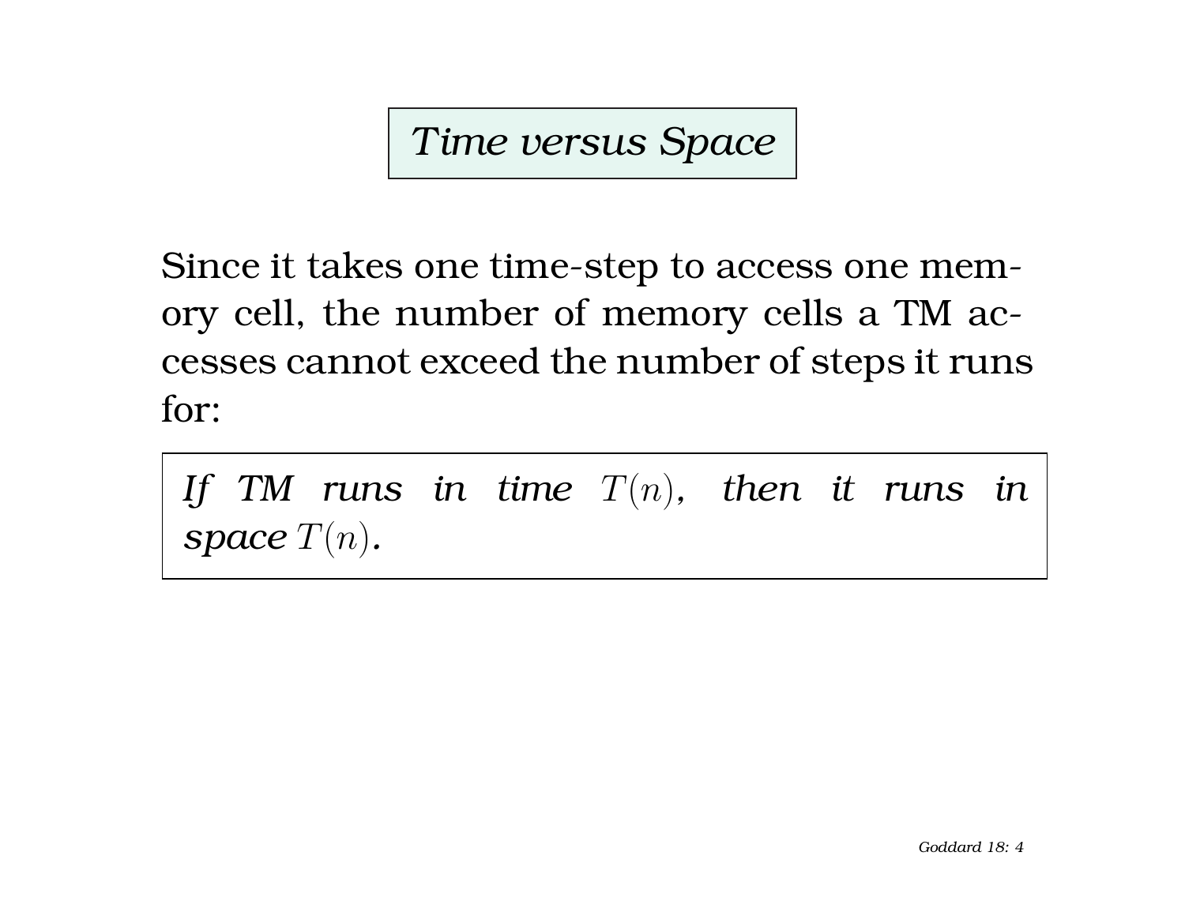# *Time versus Space*

Since it takes one time-step to access one memory cell, the number of memory cells a TM accesses cannot exceed the number of steps it runs for:

> *If TM runs in time $T(n)$, then it runs in space $T(n)$.*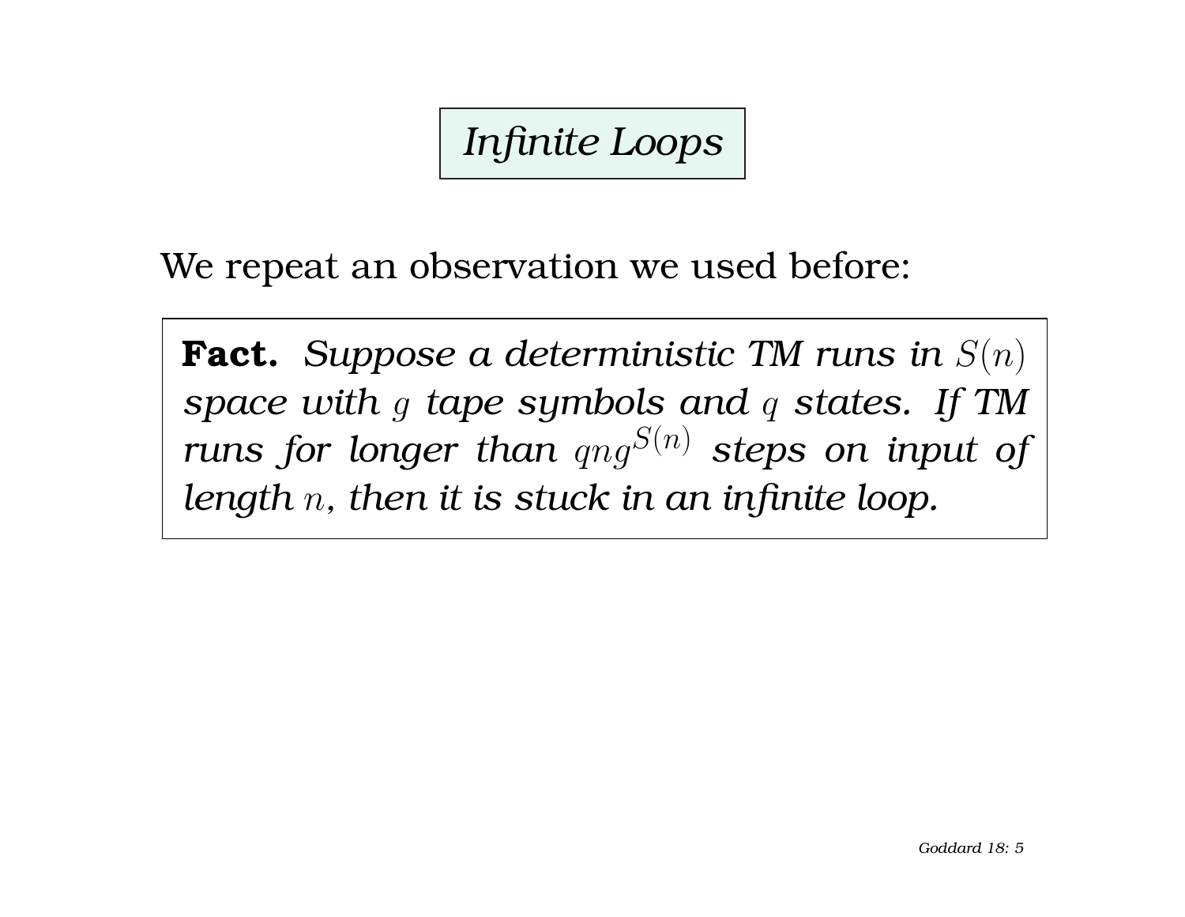# *Infinite Loops*

We repeat an observation we used before:

> **Fact.** *Suppose a deterministic TM runs in $S(n)$ space with $g$ tape symbols and $q$ states. If TM runs for longer than $qng^{S(n)}$ steps on input of length $n$, then it is stuck in an infinite loop.*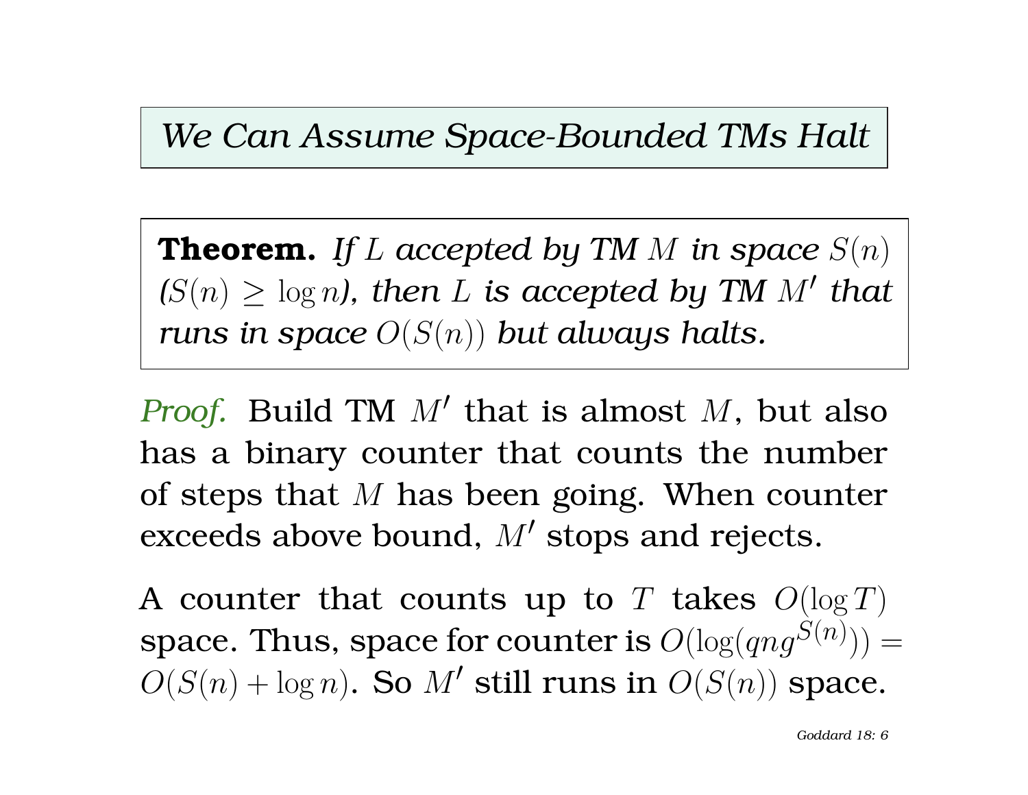## *We Can Assume Space-Bounded TMs Halt*

**Theorem.** *If $L$ accepted by TM $M$ in space $S(n)$ ($S(n) \geq \log n$), then $L$ is accepted by TM $M'$ that runs in space $O(S(n))$ but always halts.*

*Proof.* Build TM $M'$ that is almost $M$, but also has a binary counter that counts the number of steps that $M$ has been going. When counter exceeds above bound, $M'$ stops and rejects.

A counter that counts up to $T$ takes $O(\log T)$ space. Thus, space for counter is $O(\log(qng^{S(n)})) = O(S(n) + \log n)$. So $M'$ still runs in $O(S(n))$ space.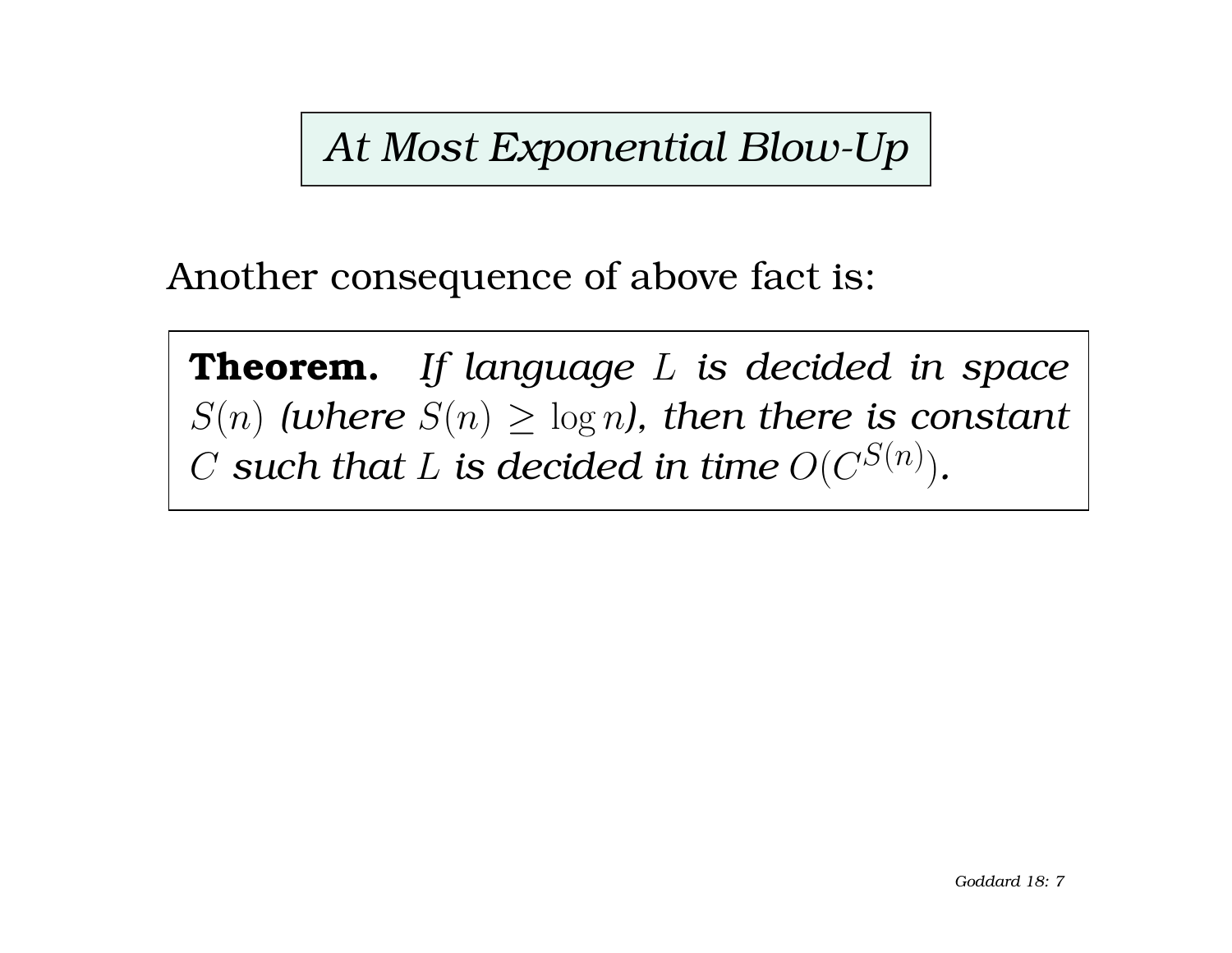# *At Most Exponential Blow-Up*

Another consequence of above fact is:

**Theorem.** *If language $L$ is decided in space $S(n)$ (where $S(n) \geq \log n$), then there is constant $C$ such that $L$ is decided in time $O(C^{S(n)})$.*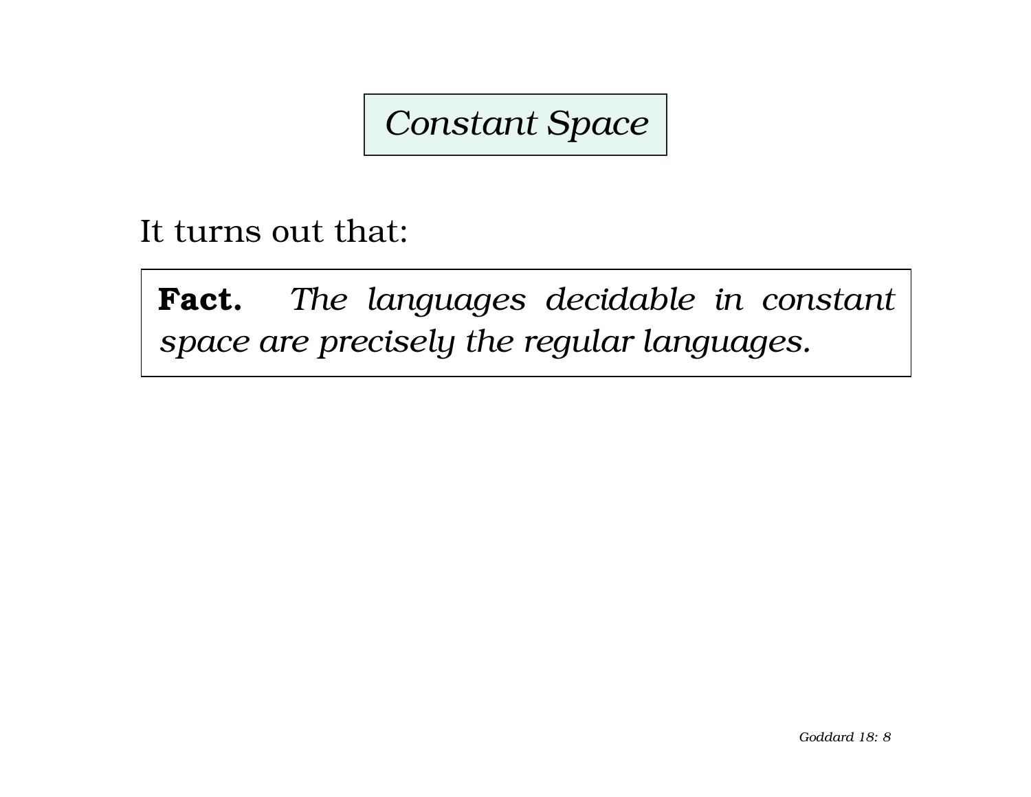## *Constant Space*

It turns out that:

> **Fact.** *The languages decidable in constant space are precisely the regular languages.*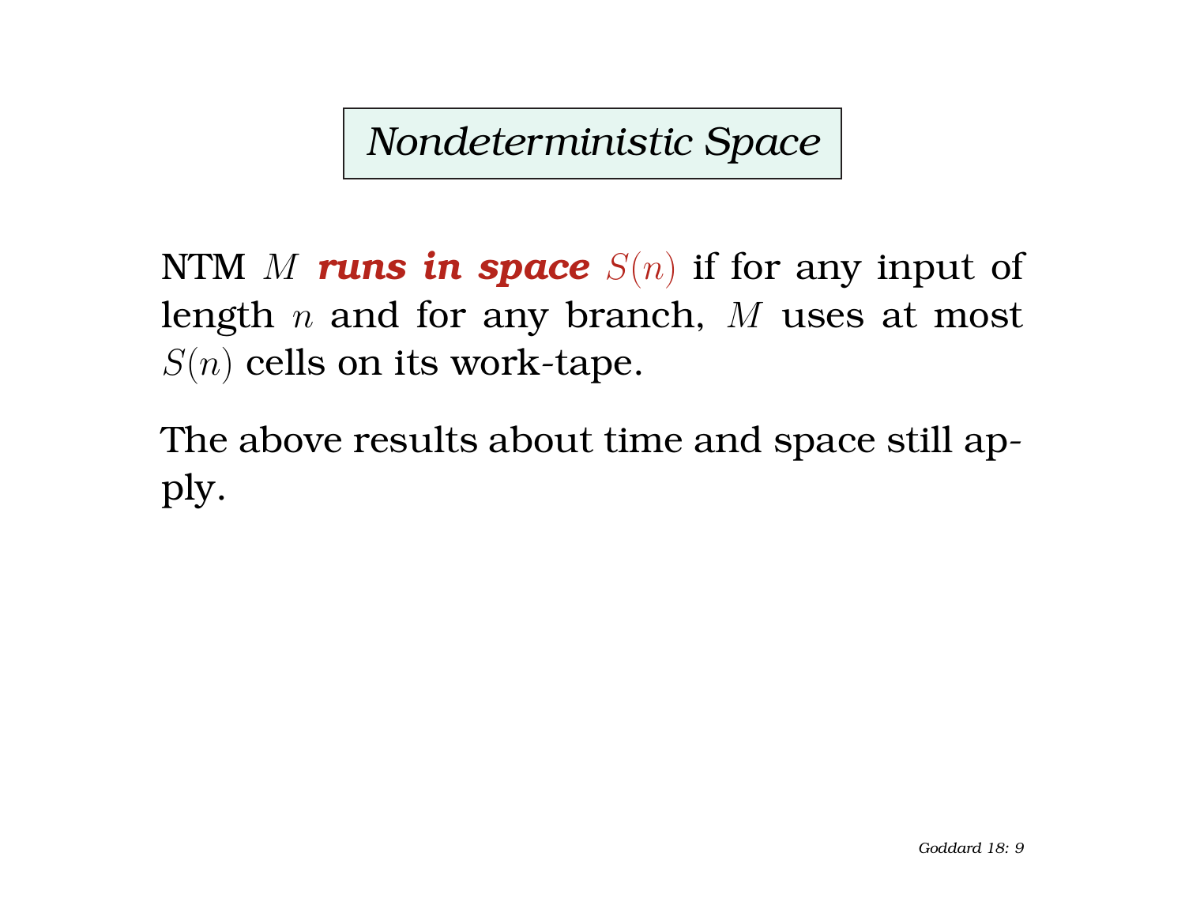# *Nondeterministic Space*

NTM $M$ ***runs in space*** $S(n)$ if for any input of length $n$ and for any branch, $M$ uses at most $S(n)$ cells on its work-tape.

The above results about time and space still apply.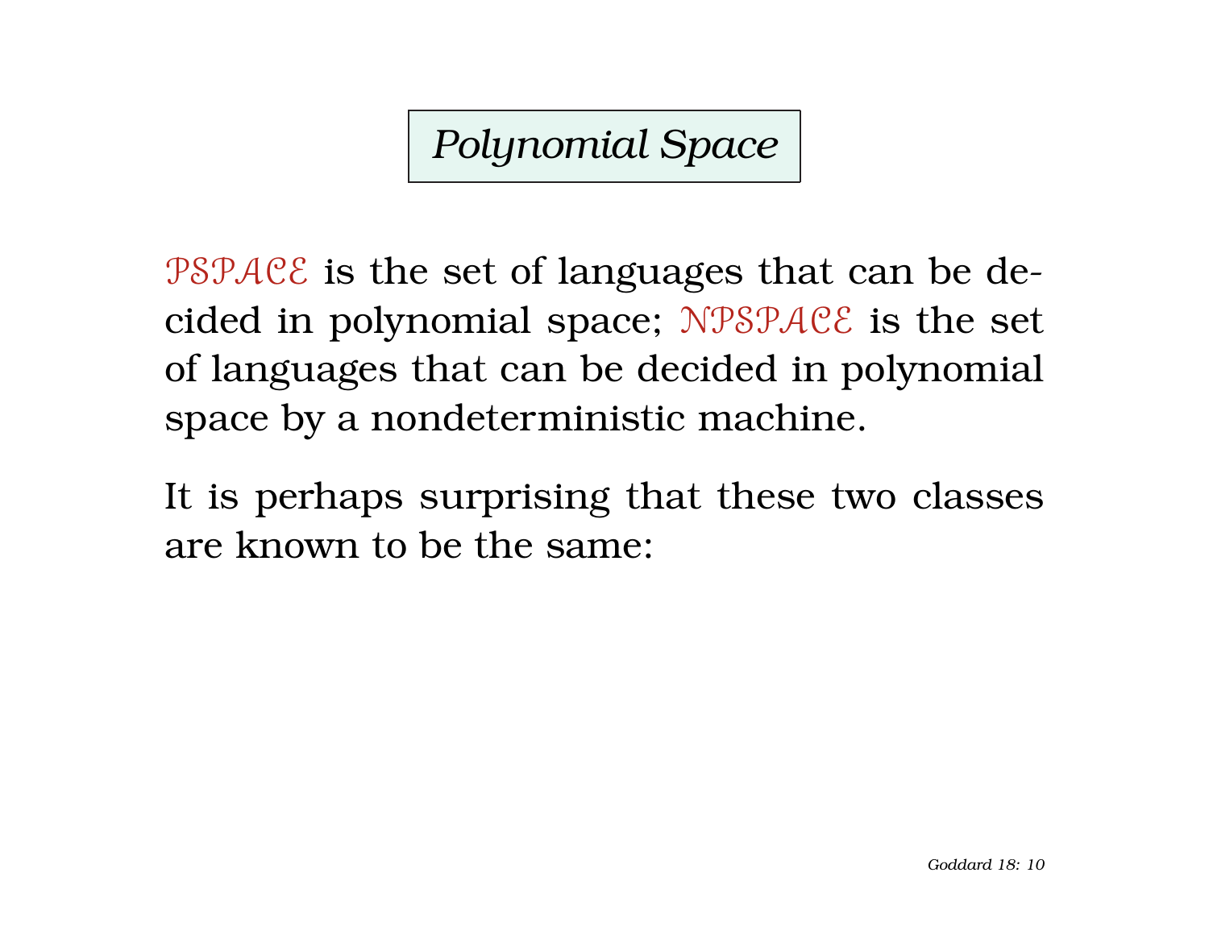# Polynomial Space

$\mathcal{PSPACE}$ is the set of languages that can be decided in polynomial space; $\mathcal{NPSPACE}$ is the set of languages that can be decided in polynomial space by a nondeterministic machine.

It is perhaps surprising that these two classes are known to be the same: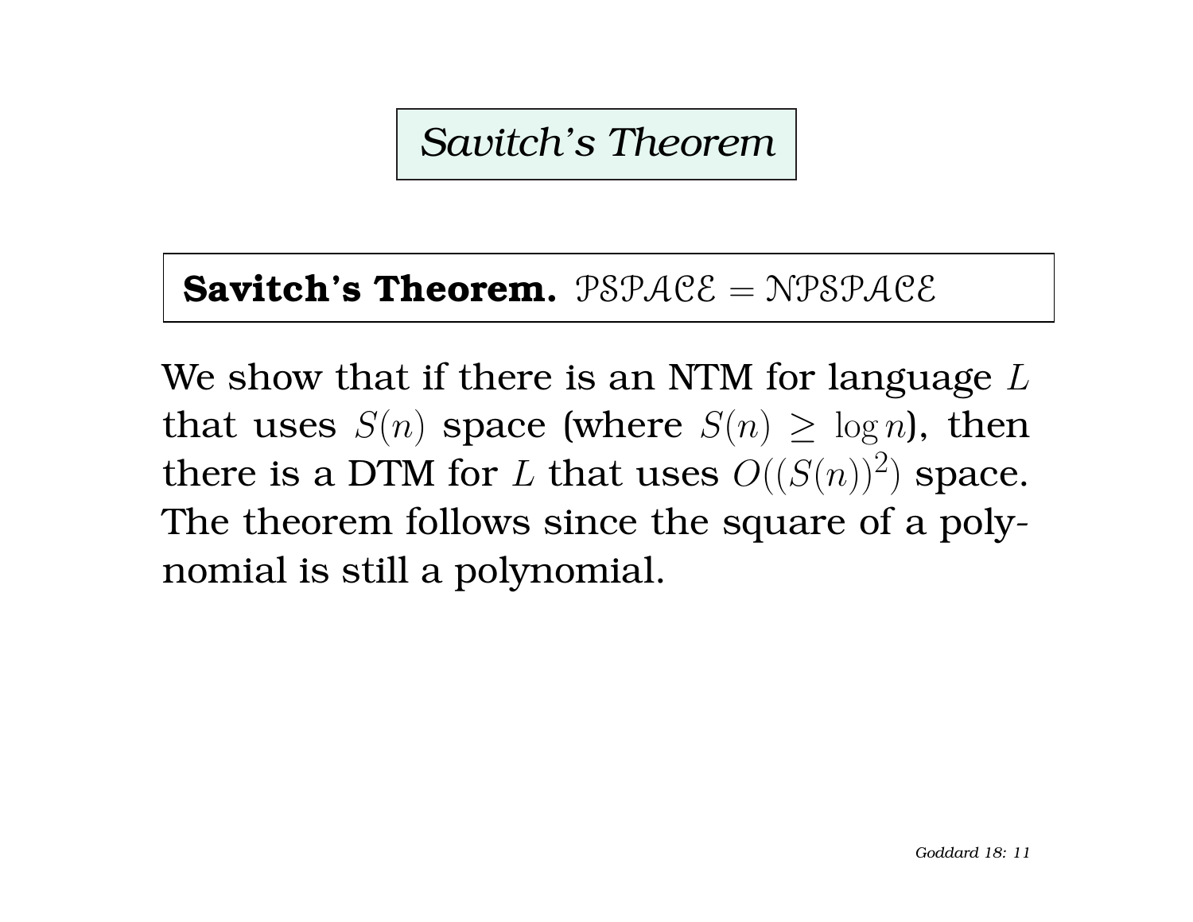# Savitch's Theorem

**Savitch's Theorem.** $\mathcal{PSPACE} = \mathcal{NPSPACE}$

We show that if there is an NTM for language $L$ that uses $S(n)$ space (where $S(n) \geq \log n$), then there is a DTM for $L$ that uses $O((S(n))^2)$ space. The theorem follows since the square of a polynomial is still a polynomial.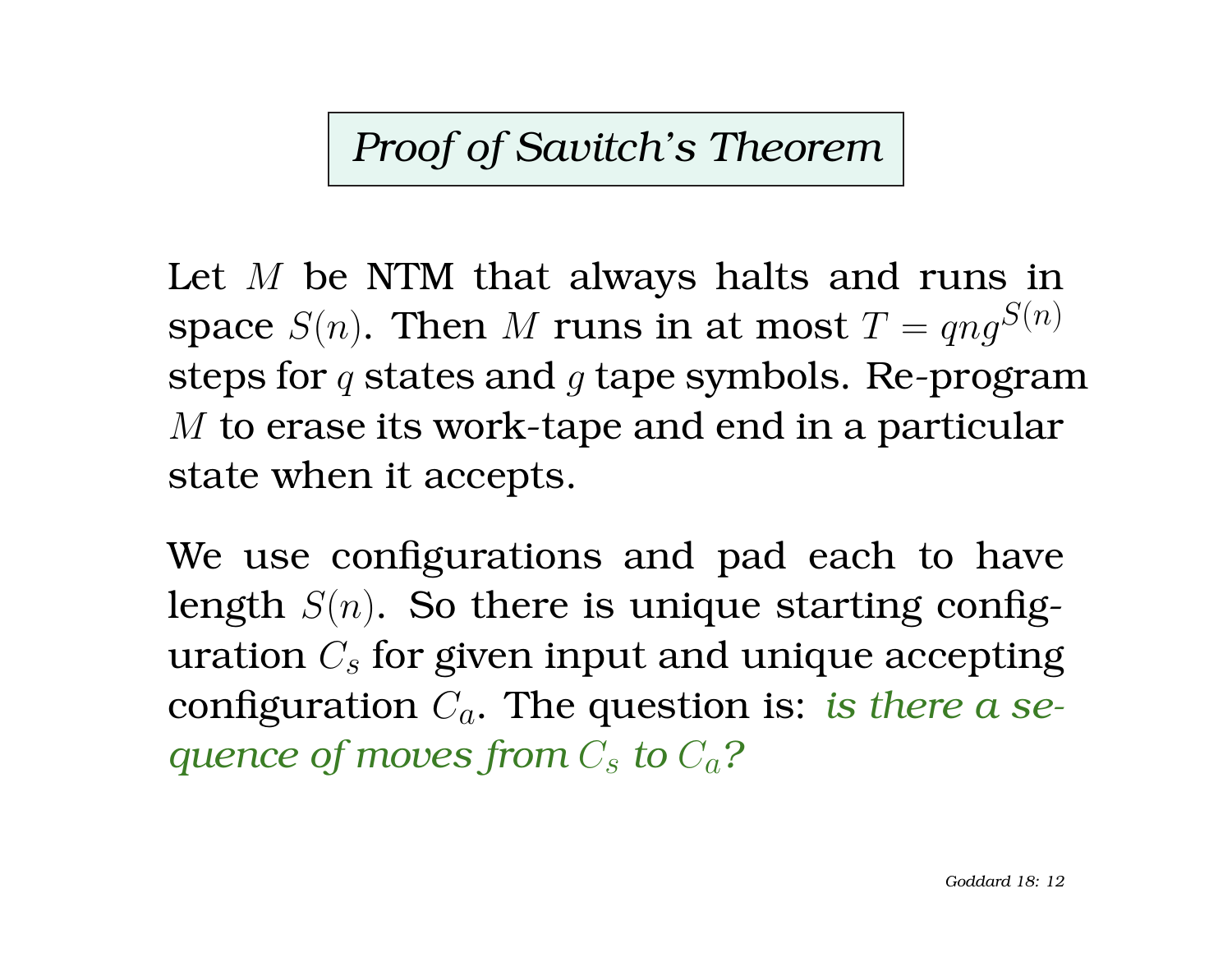# *Proof of Savitch's Theorem*

Let $M$ be NTM that always halts and runs in space $S(n)$. Then $M$ runs in at most $T = qng^{S(n)}$ steps for $q$ states and $g$ tape symbols. Re-program $M$ to erase its work-tape and end in a particular state when it accepts.

We use configurations and pad each to have length $S(n)$. So there is unique starting configuration $C_s$ for given input and unique accepting configuration $C_a$. The question is: *is there a sequence of moves from $C_s$ to $C_a$?*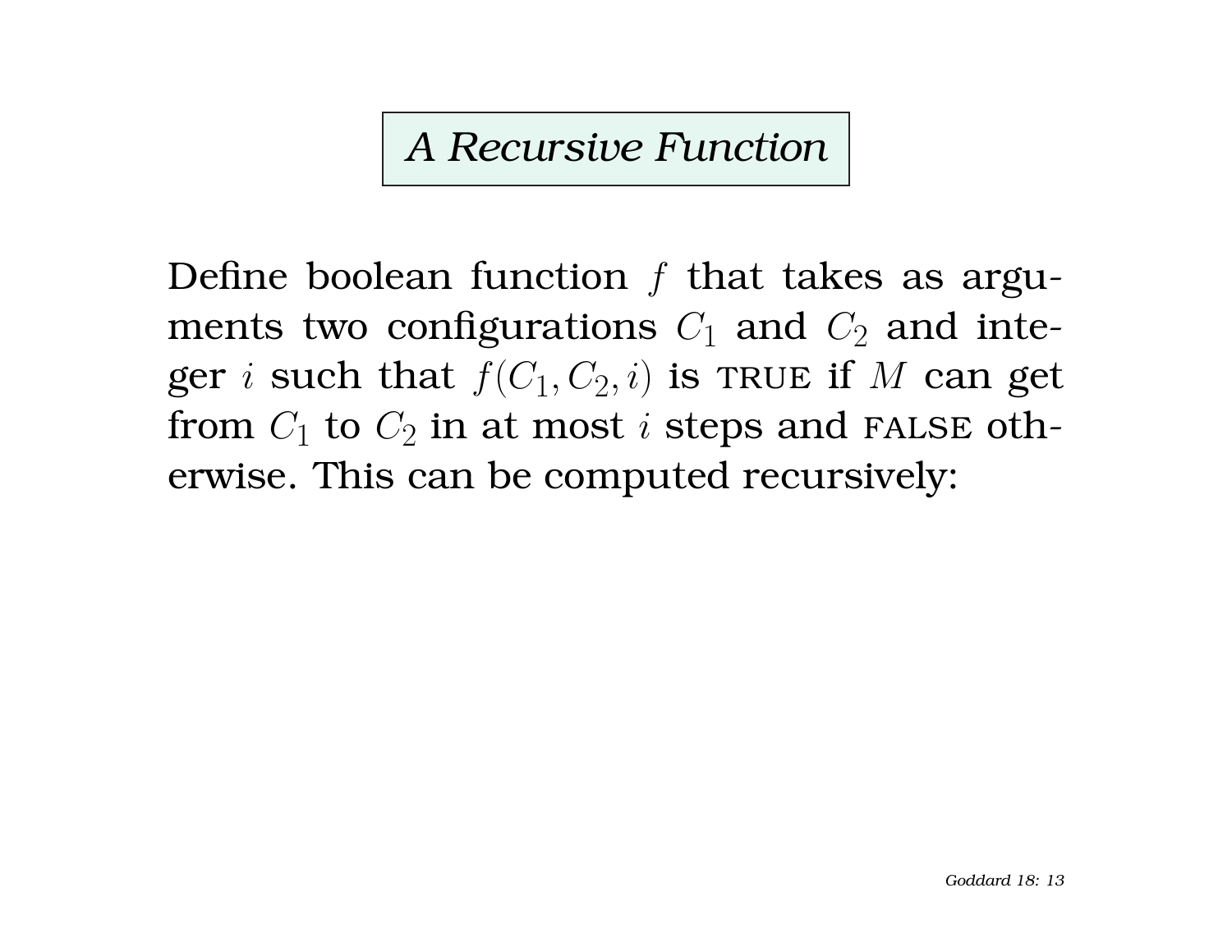## A Recursive Function

Define boolean function $f$ that takes as arguments two configurations $C_1$ and $C_2$ and integer $i$ such that $f(C_1, C_2, i)$ is TRUE if $M$ can get from $C_1$ to $C_2$ in at most $i$ steps and FALSE otherwise. This can be computed recursively: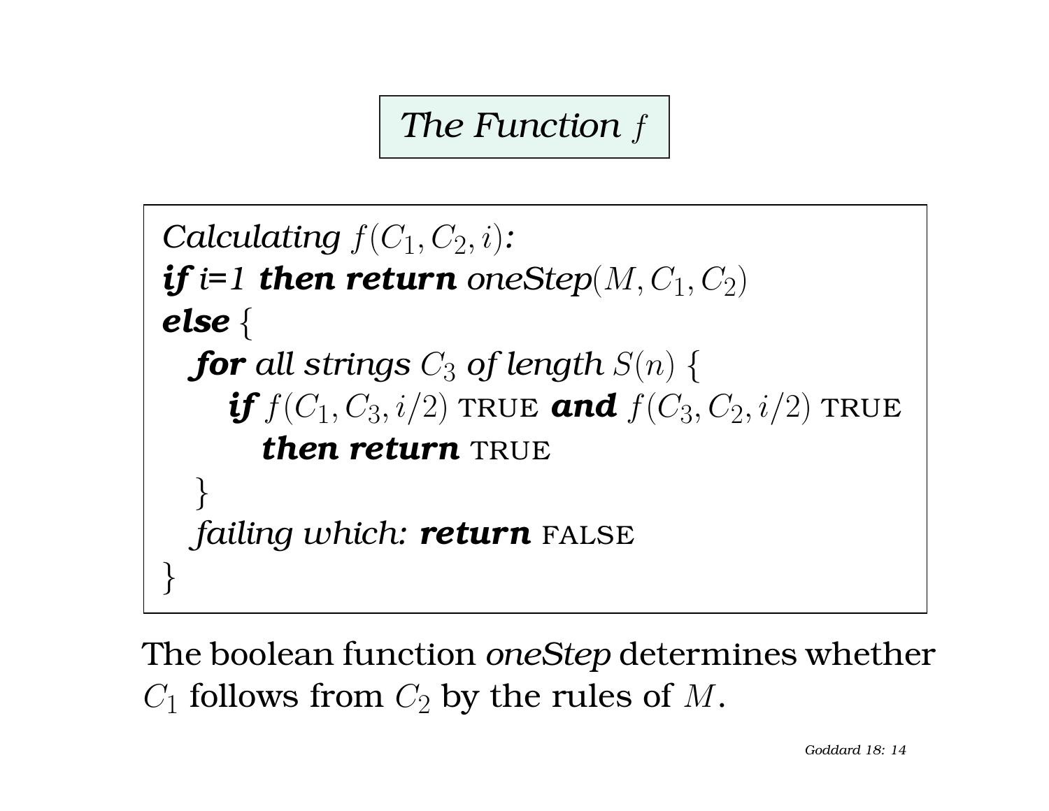# *The Function $f$*

*Calculating $f(C_1, C_2, i)$:*
***if*** *i=1* ***then return*** *oneStep*$(M, C_1, C_2)$
***else*** $\{$
  ***for*** *all strings $C_3$ of length $S(n)$* $\{$
    ***if*** $f(C_1, C_3, i/2)$ TRUE ***and*** $f(C_3, C_2, i/2)$ TRUE
      ***then return*** TRUE
  $\}$
  *failing which:* ***return*** FALSE
$\}$

The boolean function *oneStep* determines whether $C_1$ follows from $C_2$ by the rules of $M$.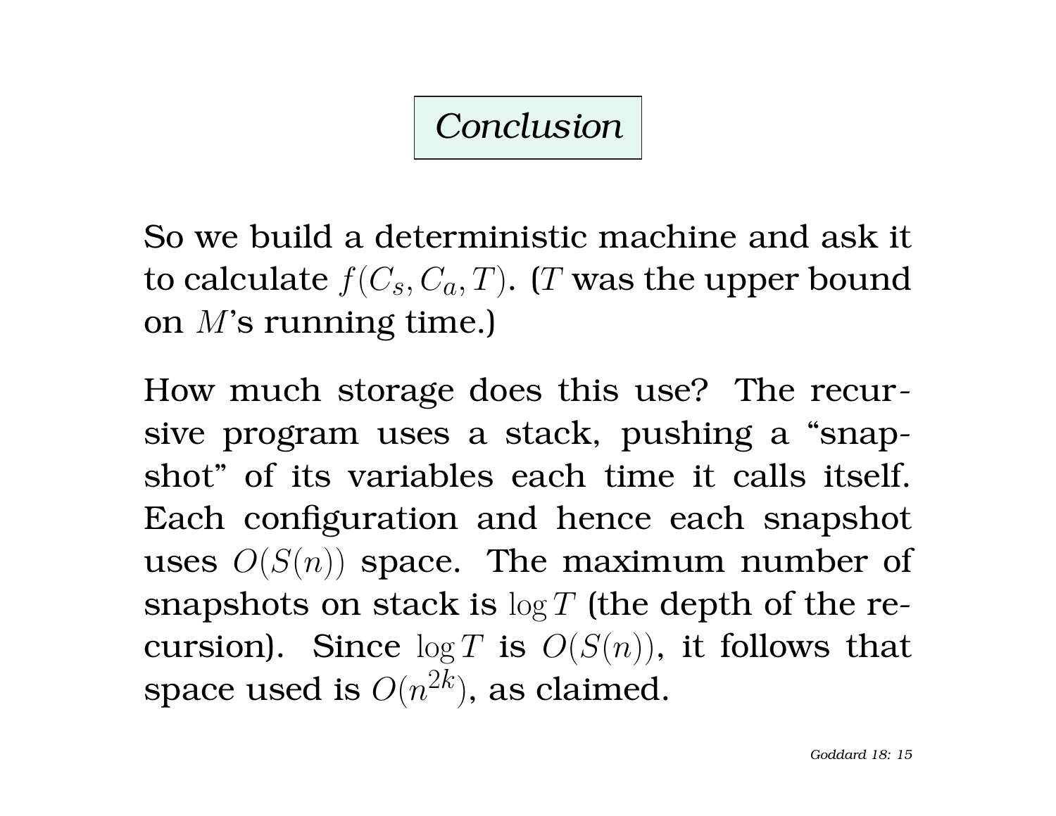## *Conclusion*

So we build a deterministic machine and ask it to calculate $f(C_s, C_a, T)$. ($T$ was the upper bound on $M$'s running time.)

How much storage does this use? The recursive program uses a stack, pushing a "snapshot" of its variables each time it calls itself. Each configuration and hence each snapshot uses $O(S(n))$ space. The maximum number of snapshots on stack is $\log T$ (the depth of the recursion). Since $\log T$ is $O(S(n))$, it follows that space used is $O(n^{2k})$, as claimed.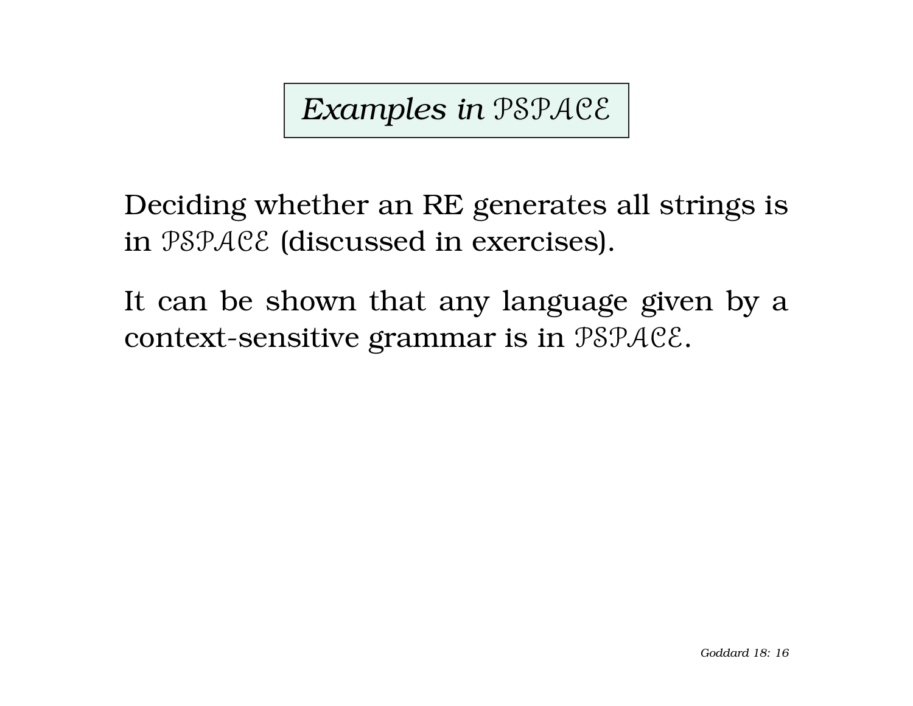# *Examples in* $\mathcal{PSPACE}$

Deciding whether an RE generates all strings is in $\mathcal{PSPACE}$ (discussed in exercises).

It can be shown that any language given by a context-sensitive grammar is in $\mathcal{PSPACE}$.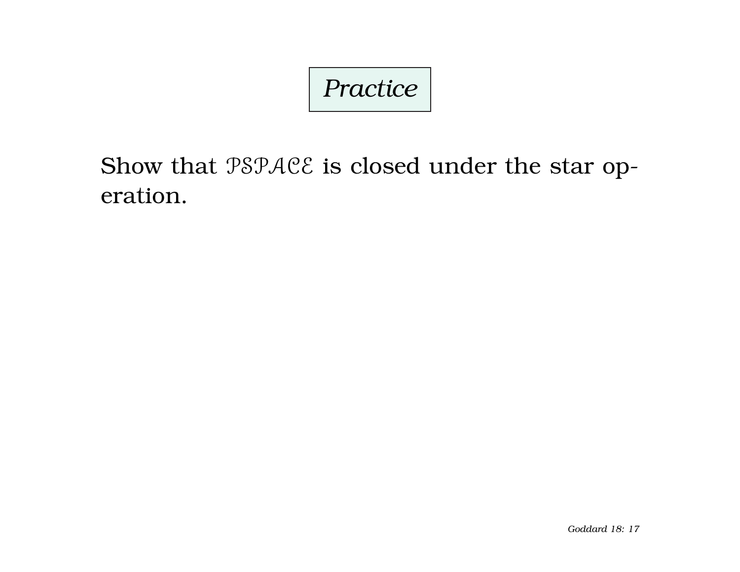## *Practice*

Show that $\mathcal{PSPACE}$ is closed under the star operation.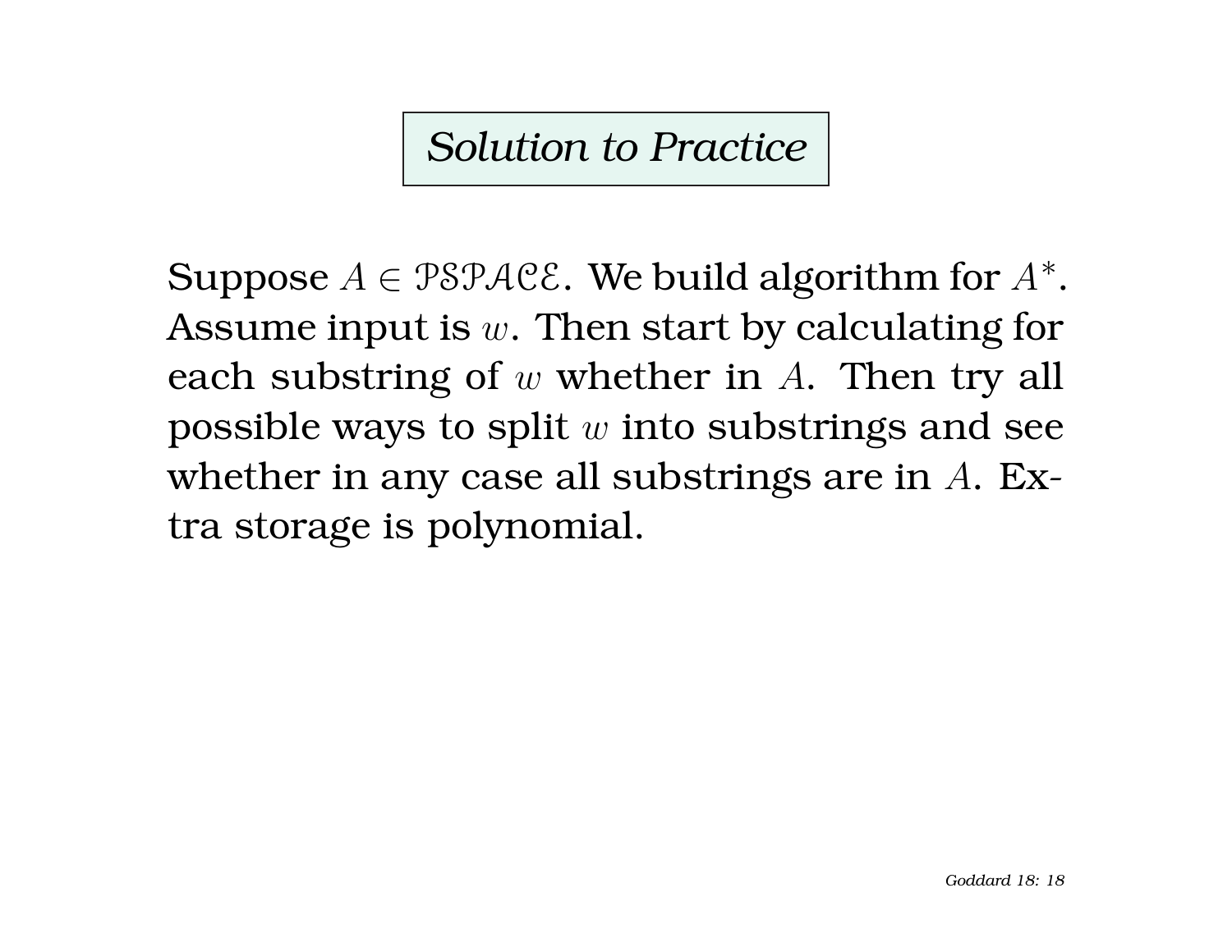# Solution to Practice

Suppose $A \in \mathcal{PSPACE}$. We build algorithm for $A^*$. Assume input is $w$. Then start by calculating for each substring of $w$ whether in $A$. Then try all possible ways to split $w$ into substrings and see whether in any case all substrings are in $A$. Extra storage is polynomial.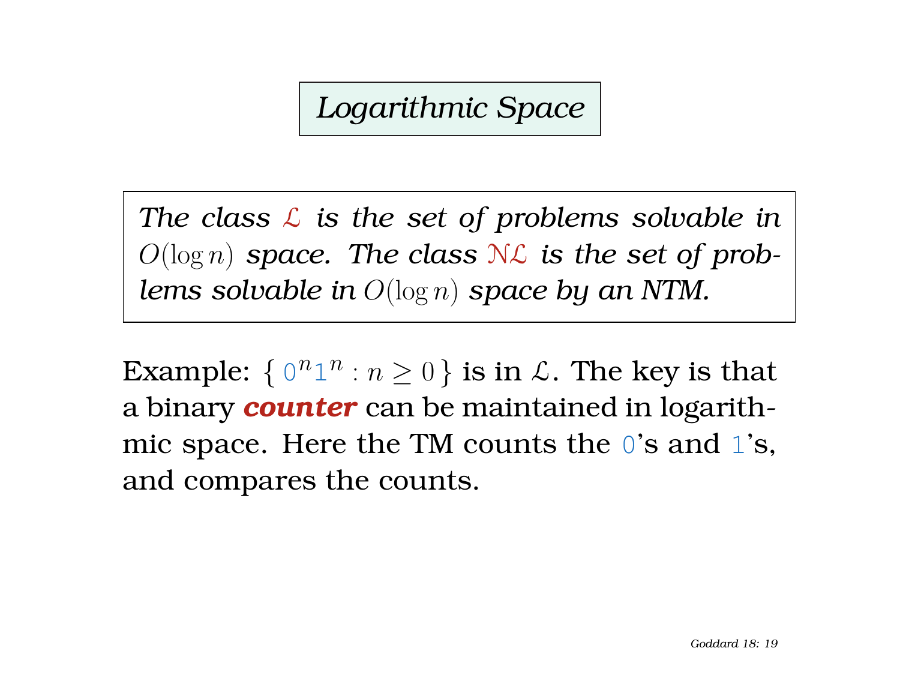# *Logarithmic Space*

*The class $\mathcal{L}$ is the set of problems solvable in $O(\log n)$ space. The class $\mathcal{NL}$ is the set of problems solvable in $O(\log n)$ space by an NTM.*

Example: $\{\, 0^n 1^n : n \geq 0 \,\}$ is in $\mathcal{L}$. The key is that a binary ***counter*** can be maintained in logarithmic space. Here the TM counts the 0's and 1's, and compares the counts.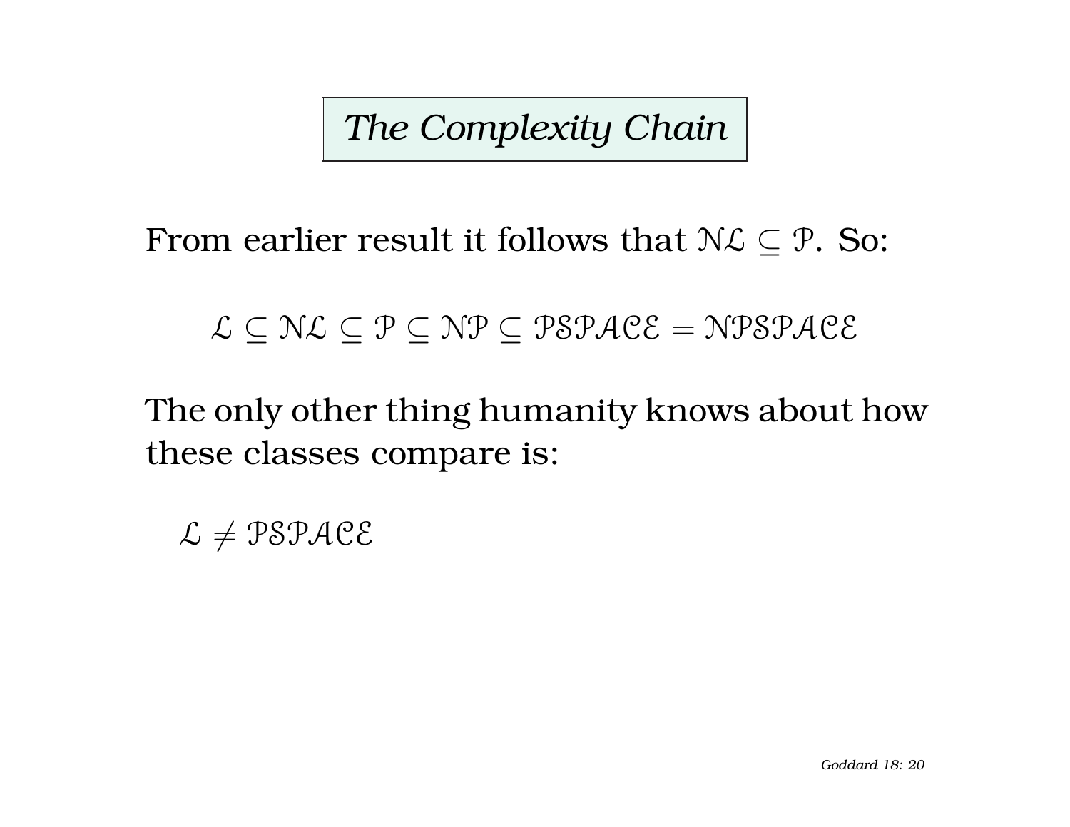# *The Complexity Chain*

From earlier result it follows that $\mathcal{NL} \subseteq \mathcal{P}$. So:

$$\mathcal{L} \subseteq \mathcal{NL} \subseteq \mathcal{P} \subseteq \mathcal{NP} \subseteq \mathcal{PSPACE} = \mathcal{NPSPACE}$$

The only other thing humanity knows about how these classes compare is:

$\mathcal{L} \neq \mathcal{PSPACE}$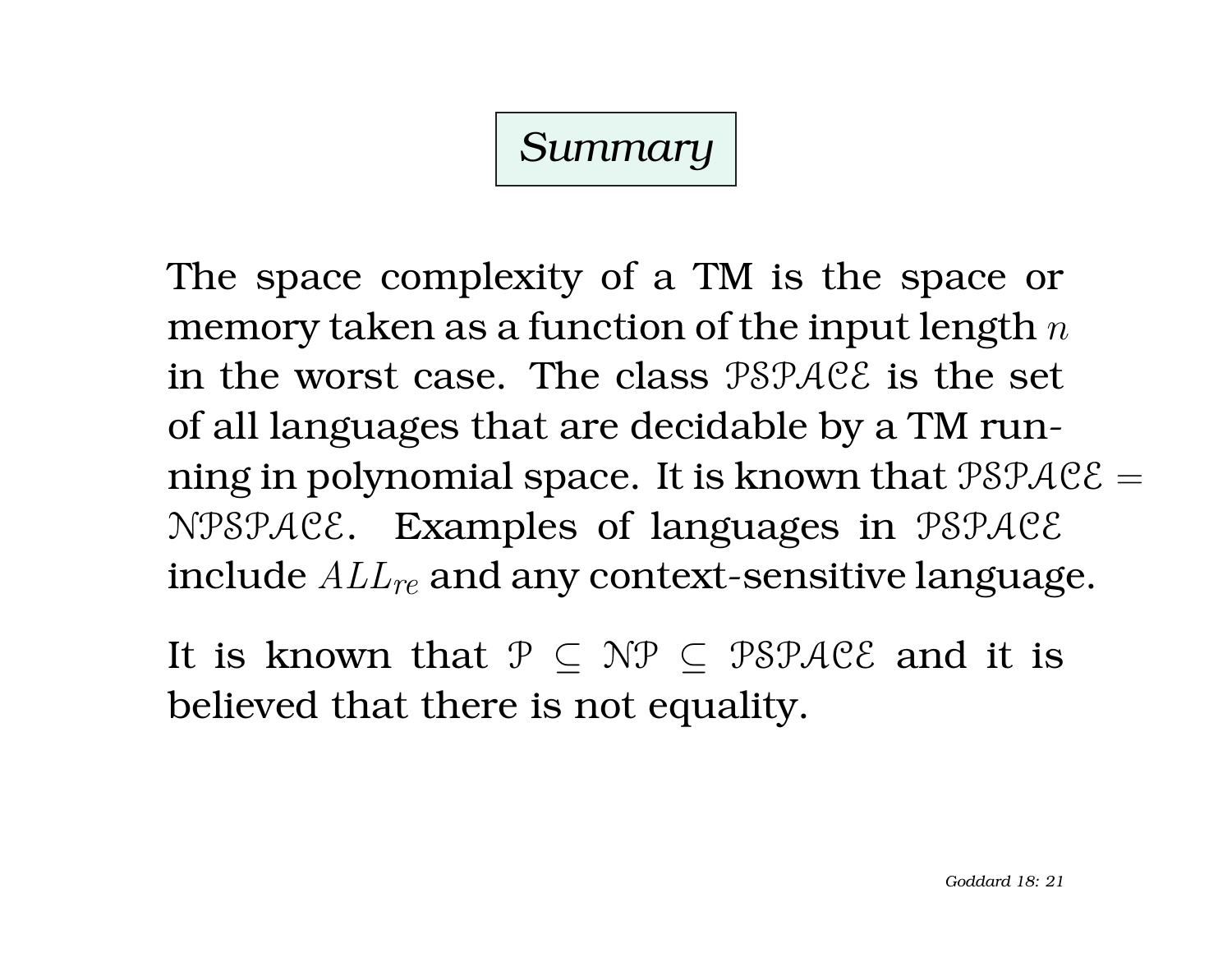## *Summary*

The space complexity of a TM is the space or memory taken as a function of the input length $n$ in the worst case. The class $\mathcal{PSPACE}$ is the set of all languages that are decidable by a TM running in polynomial space. It is known that $\mathcal{PSPACE} = \mathcal{NPSPACE}$. Examples of languages in $\mathcal{PSPACE}$ include $ALL_{re}$ and any context-sensitive language.

It is known that $\mathcal{P} \subseteq \mathcal{NP} \subseteq \mathcal{PSPACE}$ and it is believed that there is not equality.